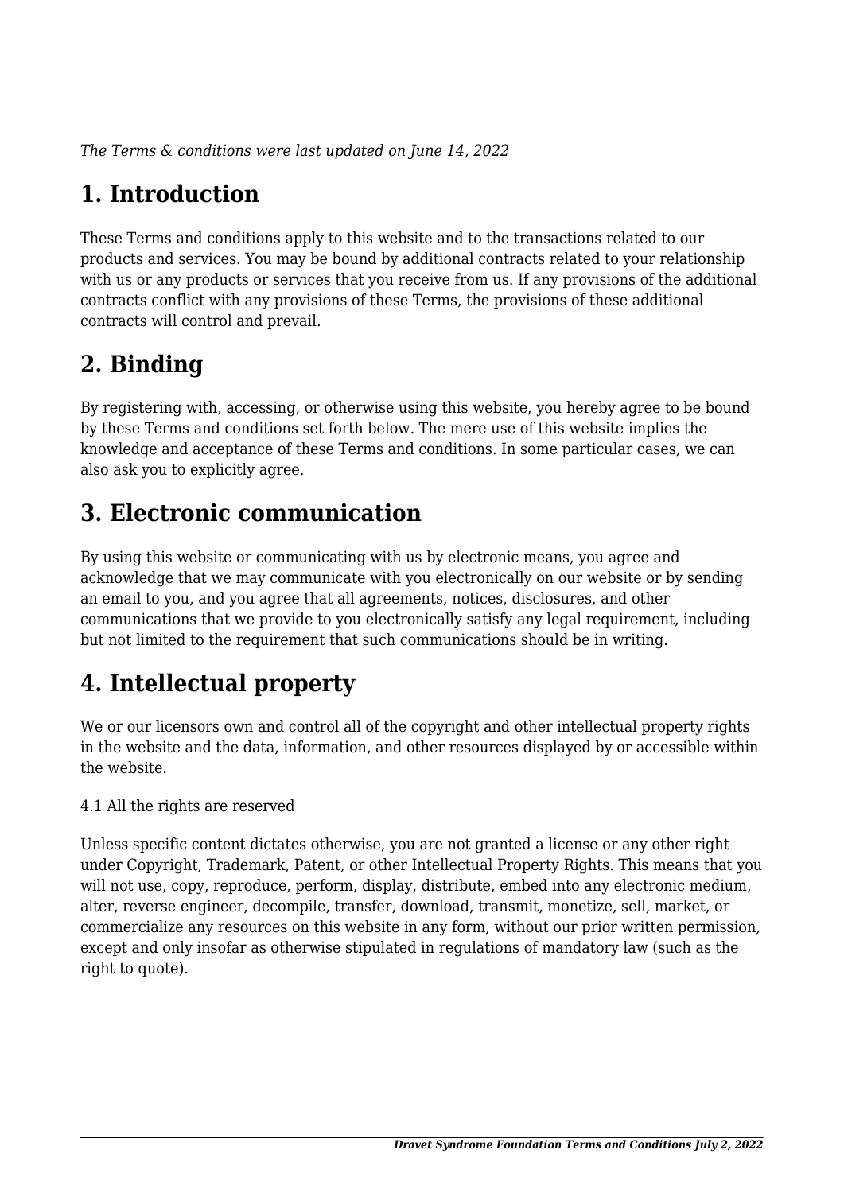*The Terms & conditions were last updated on June 14, 2022*

# 1. Introduction

These Terms and conditions apply to this website and to the transactions related to our products and services. You may be bound by additional contracts related to your relationship with us or any products or services that you receive from us. If any provisions of the additional contracts conflict with any provisions of these Terms, the provisions of these additional contracts will control and prevail.

# 2. Binding

By registering with, accessing, or otherwise using this website, you hereby agree to be bound by these Terms and conditions set forth below. The mere use of this website implies the knowledge and acceptance of these Terms and conditions. In some particular cases, we can also ask you to explicitly agree.

# 3. Electronic communication

By using this website or communicating with us by electronic means, you agree and acknowledge that we may communicate with you electronically on our website or by sending an email to you, and you agree that all agreements, notices, disclosures, and other communications that we provide to you electronically satisfy any legal requirement, including but not limited to the requirement that such communications should be in writing.

# 4. Intellectual property

We or our licensors own and control all of the copyright and other intellectual property rights in the website and the data, information, and other resources displayed by or accessible within the website.

4.1 All the rights are reserved

Unless specific content dictates otherwise, you are not granted a license or any other right under Copyright, Trademark, Patent, or other Intellectual Property Rights. This means that you will not use, copy, reproduce, perform, display, distribute, embed into any electronic medium, alter, reverse engineer, decompile, transfer, download, transmit, monetize, sell, market, or commercialize any resources on this website in any form, without our prior written permission, except and only insofar as otherwise stipulated in regulations of mandatory law (such as the right to quote).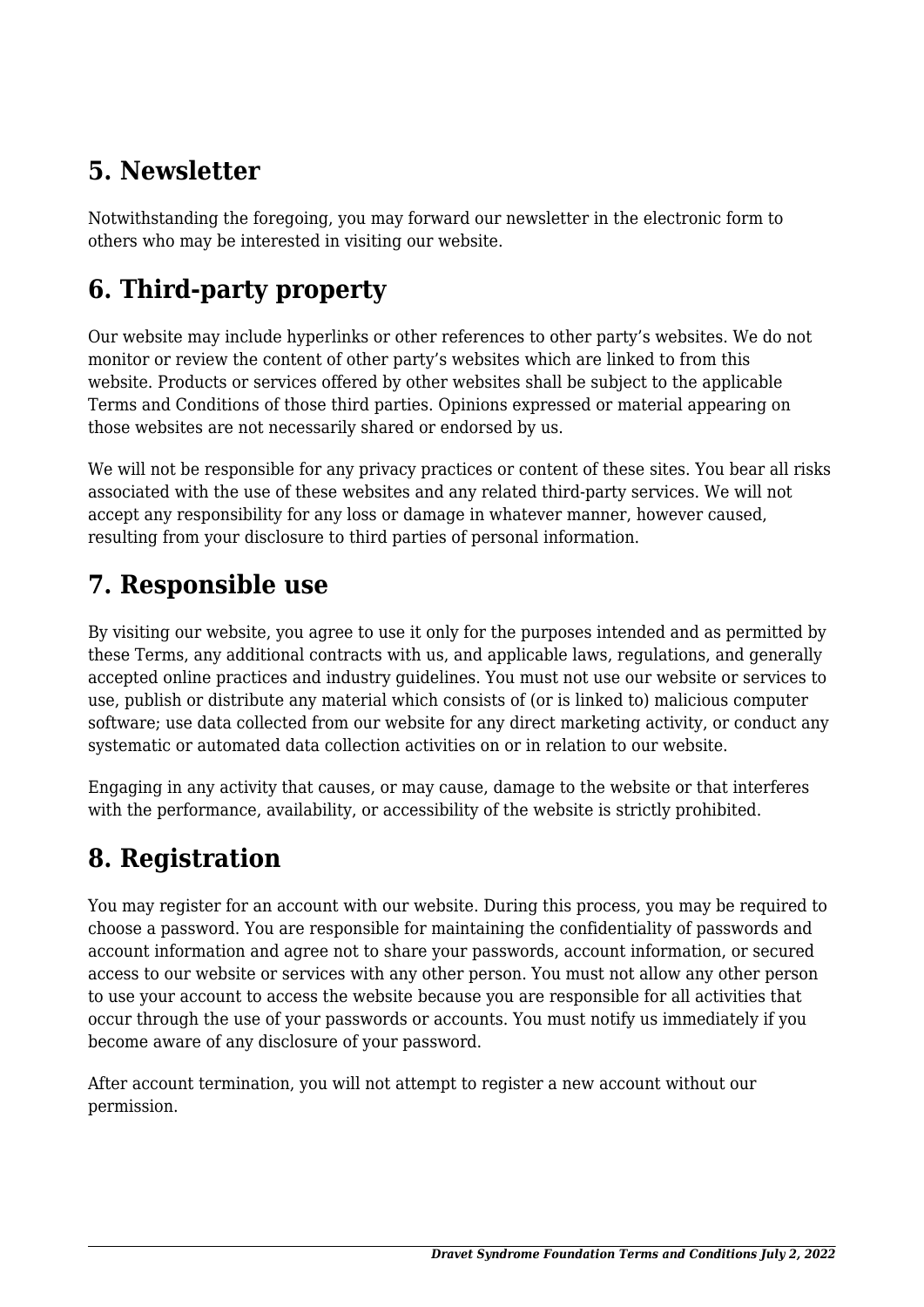## 5. Newsletter

Notwithstanding the foregoing, you may forward our newsletter in the electronic form to others who may be interested in visiting our website.

## 6. Third-party property

Our website may include hyperlinks or other references to other party's websites. We do not monitor or review the content of other party's websites which are linked to from this website. Products or services offered by other websites shall be subject to the applicable Terms and Conditions of those third parties. Opinions expressed or material appearing on those websites are not necessarily shared or endorsed by us.

We will not be responsible for any privacy practices or content of these sites. You bear all risks associated with the use of these websites and any related third-party services. We will not accept any responsibility for any loss or damage in whatever manner, however caused, resulting from your disclosure to third parties of personal information.

## 7. Responsible use

By visiting our website, you agree to use it only for the purposes intended and as permitted by these Terms, any additional contracts with us, and applicable laws, regulations, and generally accepted online practices and industry guidelines. You must not use our website or services to use, publish or distribute any material which consists of (or is linked to) malicious computer software; use data collected from our website for any direct marketing activity, or conduct any systematic or automated data collection activities on or in relation to our website.

Engaging in any activity that causes, or may cause, damage to the website or that interferes with the performance, availability, or accessibility of the website is strictly prohibited.

## 8. Registration

You may register for an account with our website. During this process, you may be required to choose a password. You are responsible for maintaining the confidentiality of passwords and account information and agree not to share your passwords, account information, or secured access to our website or services with any other person. You must not allow any other person to use your account to access the website because you are responsible for all activities that occur through the use of your passwords or accounts. You must notify us immediately if you become aware of any disclosure of your password.

After account termination, you will not attempt to register a new account without our permission.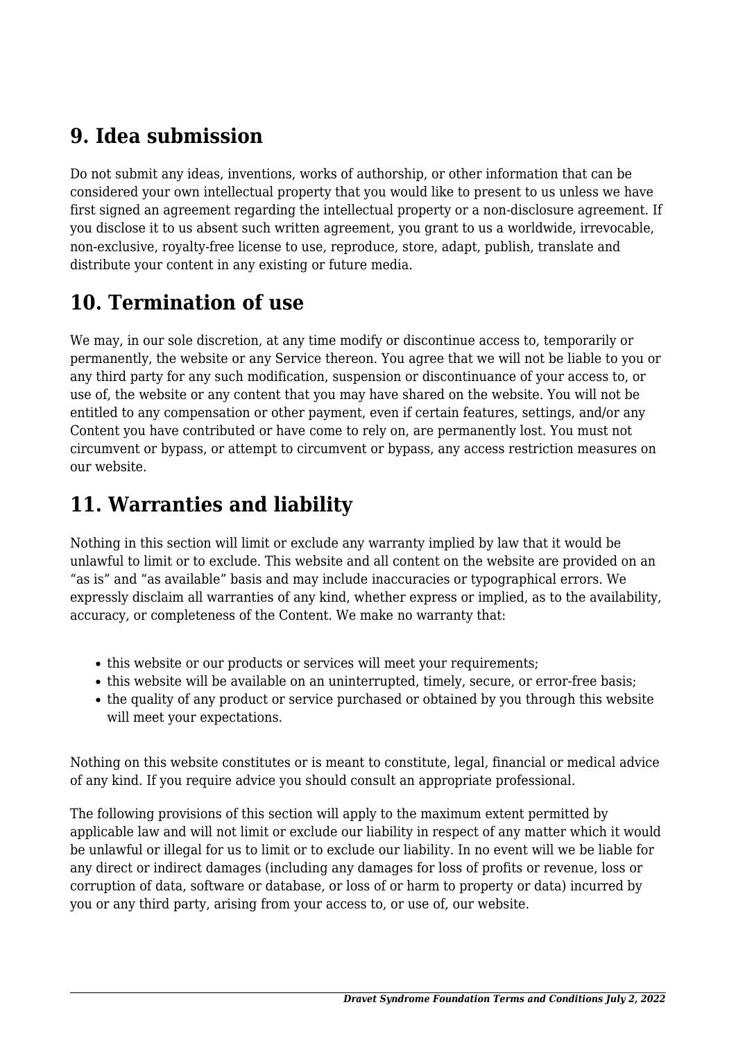## 9. Idea submission

Do not submit any ideas, inventions, works of authorship, or other information that can be considered your own intellectual property that you would like to present to us unless we have first signed an agreement regarding the intellectual property or a non-disclosure agreement. If you disclose it to us absent such written agreement, you grant to us a worldwide, irrevocable, non-exclusive, royalty-free license to use, reproduce, store, adapt, publish, translate and distribute your content in any existing or future media.

## 10. Termination of use

We may, in our sole discretion, at any time modify or discontinue access to, temporarily or permanently, the website or any Service thereon. You agree that we will not be liable to you or any third party for any such modification, suspension or discontinuance of your access to, or use of, the website or any content that you may have shared on the website. You will not be entitled to any compensation or other payment, even if certain features, settings, and/or any Content you have contributed or have come to rely on, are permanently lost. You must not circumvent or bypass, or attempt to circumvent or bypass, any access restriction measures on our website.

## 11. Warranties and liability

Nothing in this section will limit or exclude any warranty implied by law that it would be unlawful to limit or to exclude. This website and all content on the website are provided on an "as is" and "as available" basis and may include inaccuracies or typographical errors. We expressly disclaim all warranties of any kind, whether express or implied, as to the availability, accuracy, or completeness of the Content. We make no warranty that:

- this website or our products or services will meet your requirements;
- this website will be available on an uninterrupted, timely, secure, or error-free basis;
- the quality of any product or service purchased or obtained by you through this website will meet your expectations.

Nothing on this website constitutes or is meant to constitute, legal, financial or medical advice of any kind. If you require advice you should consult an appropriate professional.

The following provisions of this section will apply to the maximum extent permitted by applicable law and will not limit or exclude our liability in respect of any matter which it would be unlawful or illegal for us to limit or to exclude our liability. In no event will we be liable for any direct or indirect damages (including any damages for loss of profits or revenue, loss or corruption of data, software or database, or loss of or harm to property or data) incurred by you or any third party, arising from your access to, or use of, our website.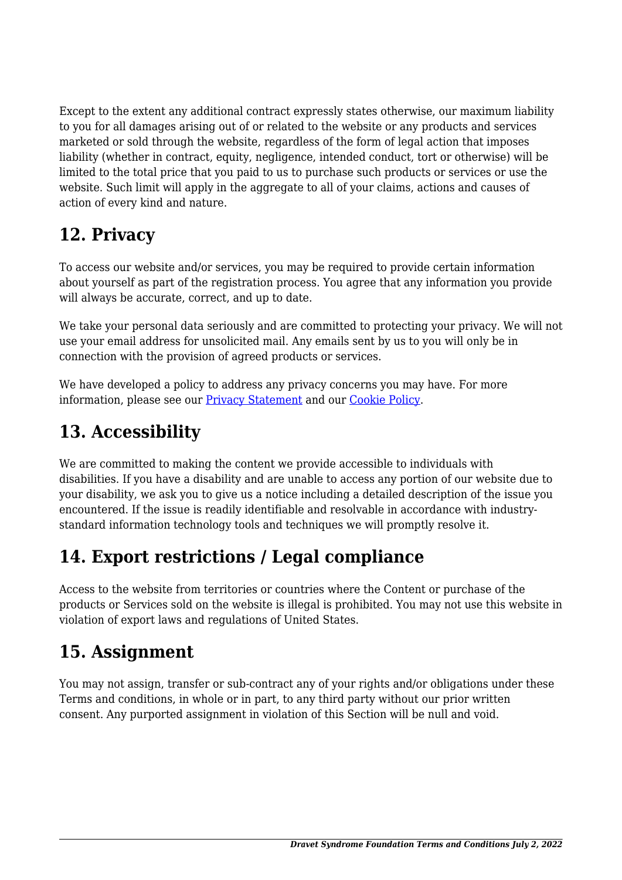Except to the extent any additional contract expressly states otherwise, our maximum liability to you for all damages arising out of or related to the website or any products and services marketed or sold through the website, regardless of the form of legal action that imposes liability (whether in contract, equity, negligence, intended conduct, tort or otherwise) will be limited to the total price that you paid to us to purchase such products or services or use the website. Such limit will apply in the aggregate to all of your claims, actions and causes of action of every kind and nature.

## 12. Privacy

To access our website and/or services, you may be required to provide certain information about yourself as part of the registration process. You agree that any information you provide will always be accurate, correct, and up to date.

We take your personal data seriously and are committed to protecting your privacy. We will not use your email address for unsolicited mail. Any emails sent by us to you will only be in connection with the provision of agreed products or services.

We have developed a policy to address any privacy concerns you may have. For more information, please see our [Privacy Statement] and our [Cookie Policy].

## 13. Accessibility

We are committed to making the content we provide accessible to individuals with disabilities. If you have a disability and are unable to access any portion of our website due to your disability, we ask you to give us a notice including a detailed description of the issue you encountered. If the issue is readily identifiable and resolvable in accordance with industry-standard information technology tools and techniques we will promptly resolve it.

## 14. Export restrictions / Legal compliance

Access to the website from territories or countries where the Content or purchase of the products or Services sold on the website is illegal is prohibited. You may not use this website in violation of export laws and regulations of United States.

## 15. Assignment

You may not assign, transfer or sub-contract any of your rights and/or obligations under these Terms and conditions, in whole or in part, to any third party without our prior written consent. Any purported assignment in violation of this Section will be null and void.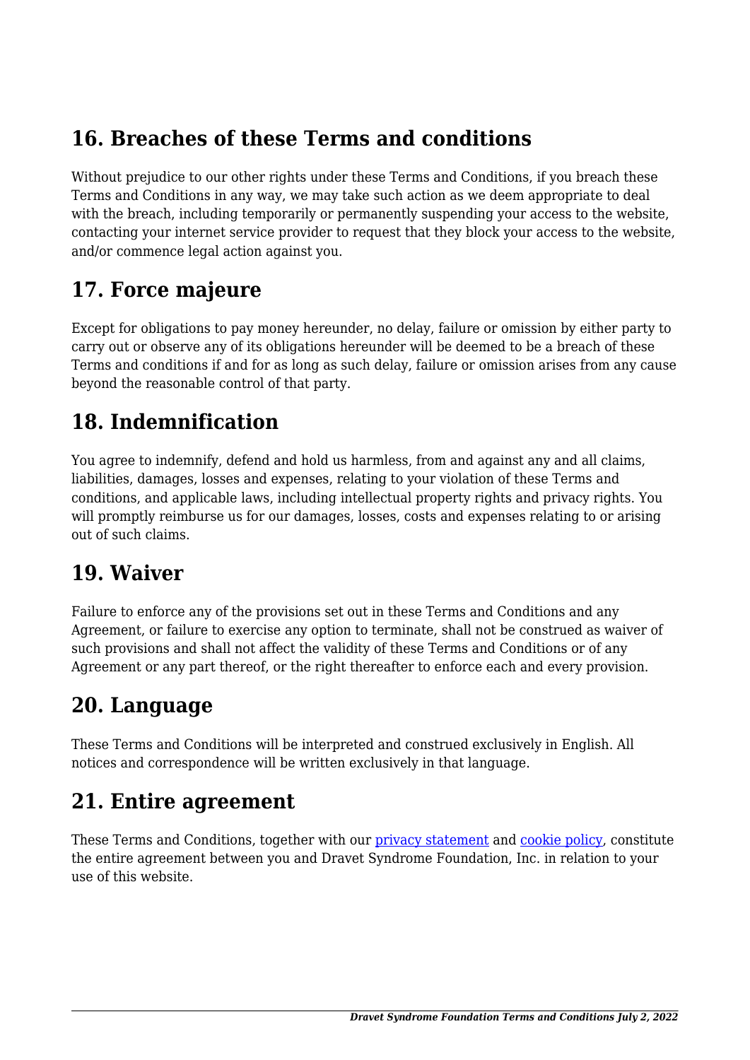## 16. Breaches of these Terms and conditions

Without prejudice to our other rights under these Terms and Conditions, if you breach these Terms and Conditions in any way, we may take such action as we deem appropriate to deal with the breach, including temporarily or permanently suspending your access to the website, contacting your internet service provider to request that they block your access to the website, and/or commence legal action against you.

## 17. Force majeure

Except for obligations to pay money hereunder, no delay, failure or omission by either party to carry out or observe any of its obligations hereunder will be deemed to be a breach of these Terms and conditions if and for as long as such delay, failure or omission arises from any cause beyond the reasonable control of that party.

## 18. Indemnification

You agree to indemnify, defend and hold us harmless, from and against any and all claims, liabilities, damages, losses and expenses, relating to your violation of these Terms and conditions, and applicable laws, including intellectual property rights and privacy rights. You will promptly reimburse us for our damages, losses, costs and expenses relating to or arising out of such claims.

## 19. Waiver

Failure to enforce any of the provisions set out in these Terms and Conditions and any Agreement, or failure to exercise any option to terminate, shall not be construed as waiver of such provisions and shall not affect the validity of these Terms and Conditions or of any Agreement or any part thereof, or the right thereafter to enforce each and every provision.

## 20. Language

These Terms and Conditions will be interpreted and construed exclusively in English. All notices and correspondence will be written exclusively in that language.

## 21. Entire agreement

These Terms and Conditions, together with our privacy statement and cookie policy, constitute the entire agreement between you and Dravet Syndrome Foundation, Inc. in relation to your use of this website.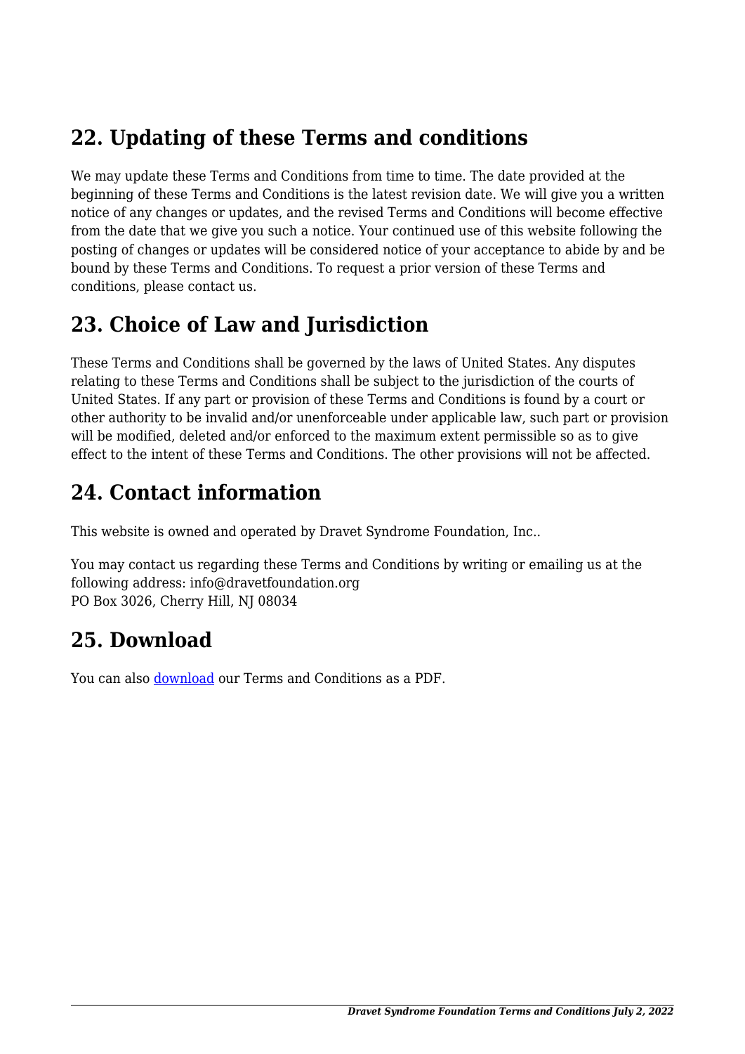## 22. Updating of these Terms and conditions

We may update these Terms and Conditions from time to time. The date provided at the beginning of these Terms and Conditions is the latest revision date. We will give you a written notice of any changes or updates, and the revised Terms and Conditions will become effective from the date that we give you such a notice. Your continued use of this website following the posting of changes or updates will be considered notice of your acceptance to abide by and be bound by these Terms and Conditions. To request a prior version of these Terms and conditions, please contact us.

## 23. Choice of Law and Jurisdiction

These Terms and Conditions shall be governed by the laws of United States. Any disputes relating to these Terms and Conditions shall be subject to the jurisdiction of the courts of United States. If any part or provision of these Terms and Conditions is found by a court or other authority to be invalid and/or unenforceable under applicable law, such part or provision will be modified, deleted and/or enforced to the maximum extent permissible so as to give effect to the intent of these Terms and Conditions. The other provisions will not be affected.

## 24. Contact information

This website is owned and operated by Dravet Syndrome Foundation, Inc..

You may contact us regarding these Terms and Conditions by writing or emailing us at the following address: info@dravetfoundation.org
PO Box 3026, Cherry Hill, NJ 08034

## 25. Download

You can also download our Terms and Conditions as a PDF.